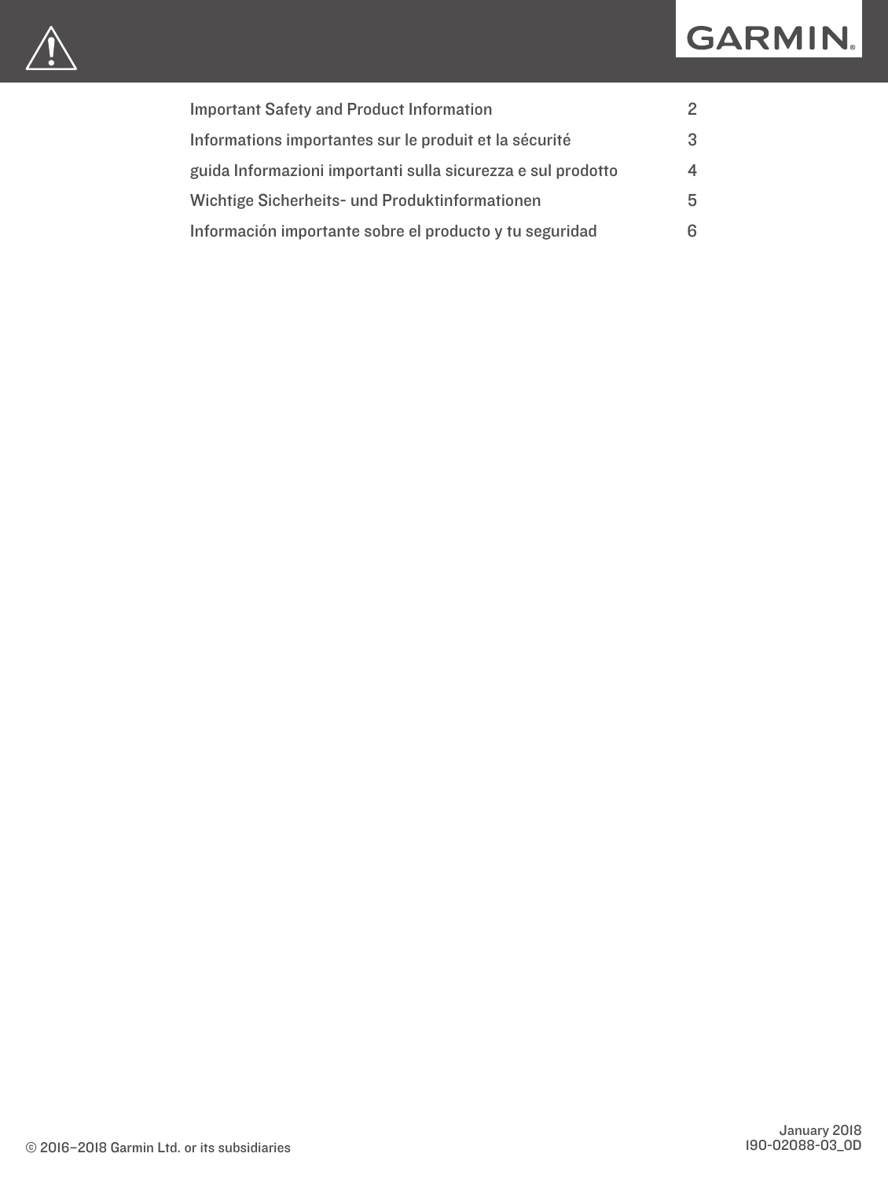GARMIN.

| | |
|---|---|
| Important Safety and Product Information | 2 |
| Informations importantes sur le produit et la sécurité | 3 |
| guida Informazioni importanti sulla sicurezza e sul prodotto | 4 |
| Wichtige Sicherheits- und Produktinformationen | 5 |
| Información importante sobre el producto y tu seguridad | 6 |

© 2016–2018 Garmin Ltd. or its subsidiaries

January 2018
190-02088-03_0D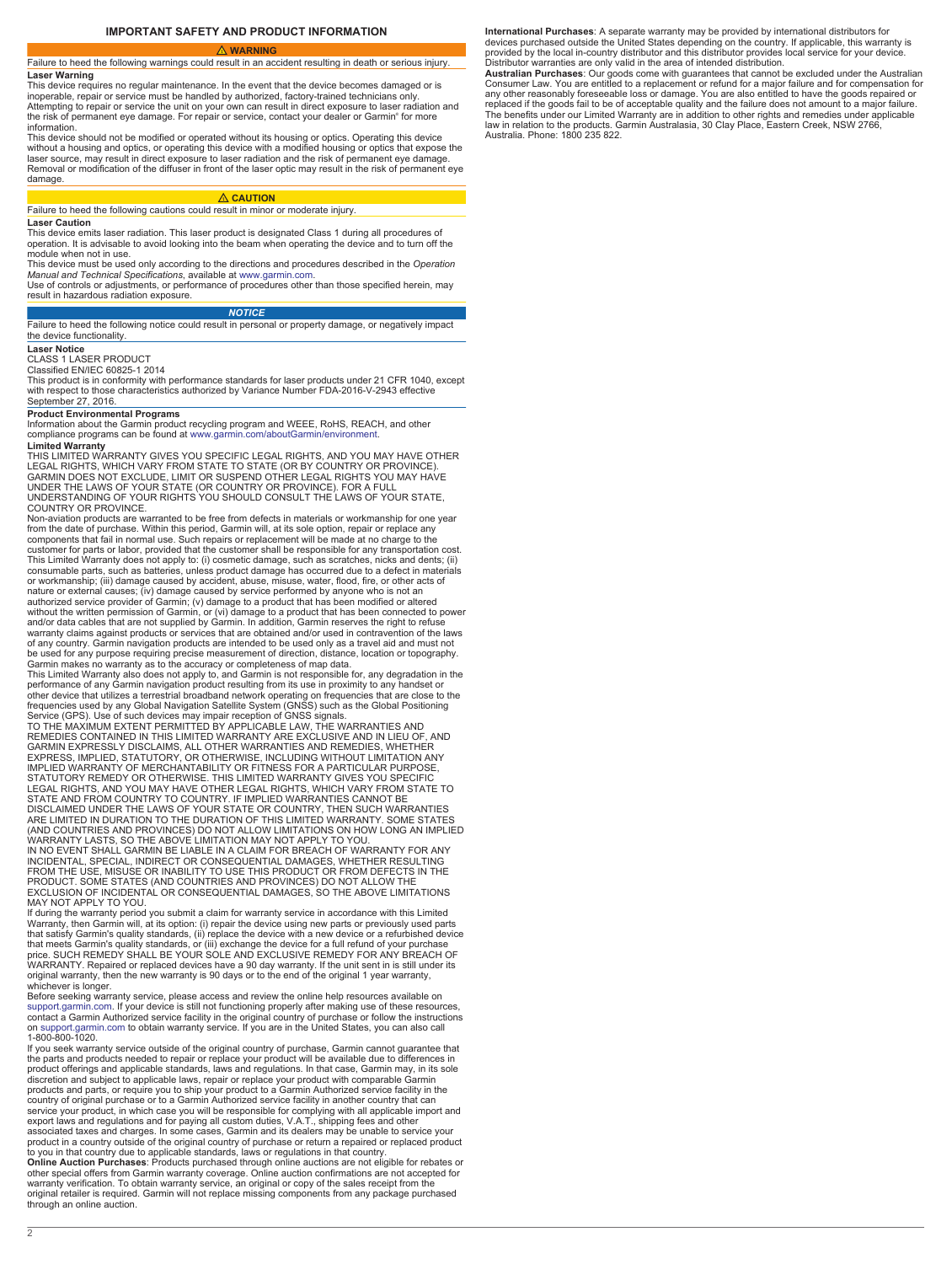## IMPORTANT SAFETY AND PRODUCT INFORMATION

**⚠ WARNING**

Failure to heed the following warnings could result in an accident resulting in death or serious injury.

**Laser Warning**

This device requires no regular maintenance. In the event that the device becomes damaged or is inoperable, repair or service must be handled by authorized, factory-trained technicians only. Attempting to repair or service the unit on your own can result in direct exposure to laser radiation and the risk of permanent eye damage. For repair or service, contact your dealer or Garmin® for more information.

This device should not be modified or operated without its housing or optics. Operating this device without a housing and optics, or operating this device with a modified housing or optics that expose the laser source, may result in direct exposure to laser radiation and the risk of permanent eye damage. Removal or modification of the diffuser in front of the laser optic may result in the risk of permanent eye damage.

**⚠ CAUTION**

Failure to heed the following cautions could result in minor or moderate injury.

**Laser Caution**

This device emits laser radiation. This laser product is designated Class 1 during all procedures of operation. It is advisable to avoid looking into the beam when operating the device and to turn off the module when not in use.

This device must be used only according to the directions and procedures described in the *Operation Manual and Technical Specifications*, available at www.garmin.com.

Use of controls or adjustments, or performance of procedures other than those specified herein, may result in hazardous radiation exposure.

***NOTICE***

Failure to heed the following notice could result in personal or property damage, or negatively impact the device functionality.

**Laser Notice**

CLASS 1 LASER PRODUCT

Classified EN/IEC 60825-1 2014

This product is in conformity with performance standards for laser products under 21 CFR 1040, except with respect to those characteristics authorized by Variance Number FDA-2016-V-2943 effective September 27, 2016.

**Product Environmental Programs**

Information about the Garmin product recycling program and WEEE, RoHS, REACH, and other compliance programs can be found at www.garmin.com/aboutGarmin/environment.

**Limited Warranty**

THIS LIMITED WARRANTY GIVES YOU SPECIFIC LEGAL RIGHTS, AND YOU MAY HAVE OTHER LEGAL RIGHTS, WHICH VARY FROM STATE TO STATE (OR BY COUNTRY OR PROVINCE). GARMIN DOES NOT EXCLUDE, LIMIT OR SUSPEND OTHER LEGAL RIGHTS YOU MAY HAVE UNDER THE LAWS OF YOUR STATE (OR COUNTRY OR PROVINCE). FOR A FULL UNDERSTANDING OF YOUR RIGHTS YOU SHOULD CONSULT THE LAWS OF YOUR STATE, COUNTRY OR PROVINCE.

Non-aviation products are warranted to be free from defects in materials or workmanship for one year from the date of purchase. Within this period, Garmin will, at its sole option, repair or replace any components that fail in normal use. Such repairs or replacement will be made at no charge to the customer for parts or labor, provided that the customer shall be responsible for any transportation cost. This Limited Warranty does not apply to: (i) cosmetic damage, such as scratches, nicks and dents; (ii) consumable parts, such as batteries, unless product damage has occurred due to a defect in materials or workmanship; (iii) damage caused by accident, abuse, misuse, water, flood, fire, or other acts of nature or external causes; (iv) damage caused by service performed by anyone who is not an authorized service provider of Garmin; (v) damage to a product that has been modified or altered without the written permission of Garmin, or (vi) damage to a product that has been connected to power and/or data cables that are not supplied by Garmin. In addition, Garmin reserves the right to refuse warranty claims against products or services that are obtained and/or used in contravention of the laws of any country. Garmin navigation products are intended to be used only as a travel aid and must not be used for any purpose requiring precise measurement of direction, distance, location or topography. Garmin makes no warranty as to the accuracy or completeness of map data.

This Limited Warranty also does not apply to, and Garmin is not responsible for, any degradation in the performance of any Garmin navigation product resulting from its use in proximity to any handset or other device that utilizes a terrestrial broadband network operating on frequencies that are close to the frequencies used by any Global Navigation Satellite System (GNSS) such as the Global Positioning Service (GPS). Use of such devices may impair reception of GNSS signals.

TO THE MAXIMUM EXTENT PERMITTED BY APPLICABLE LAW, THE WARRANTIES AND REMEDIES CONTAINED IN THIS LIMITED WARRANTY ARE EXCLUSIVE AND IN LIEU OF, AND GARMIN EXPRESSLY DISCLAIMS, ALL OTHER WARRANTIES AND REMEDIES, WHETHER EXPRESS, IMPLIED, STATUTORY, OR OTHERWISE, INCLUDING WITHOUT LIMITATION ANY IMPLIED WARRANTY OF MERCHANTABILITY OR FITNESS FOR A PARTICULAR PURPOSE, STATUTORY REMEDY OR OTHERWISE. THIS LIMITED WARRANTY GIVES YOU SPECIFIC LEGAL RIGHTS, AND YOU MAY HAVE OTHER LEGAL RIGHTS, WHICH VARY FROM STATE TO STATE AND FROM COUNTRY TO COUNTRY. IF IMPLIED WARRANTIES CANNOT BE DISCLAIMED UNDER THE LAWS OF YOUR STATE OR COUNTRY, THEN SUCH WARRANTIES ARE LIMITED IN DURATION TO THE DURATION OF THIS LIMITED WARRANTY. SOME STATES (AND COUNTRIES AND PROVINCES) DO NOT ALLOW LIMITATIONS ON HOW LONG AN IMPLIED WARRANTY LASTS, SO THE ABOVE LIMITATION MAY NOT APPLY TO YOU.

IN NO EVENT SHALL GARMIN BE LIABLE IN A CLAIM FOR BREACH OF WARRANTY FOR ANY INCIDENTAL, SPECIAL, INDIRECT OR CONSEQUENTIAL DAMAGES, WHETHER RESULTING FROM THE USE, MISUSE OR INABILITY TO USE THIS PRODUCT OR FROM DEFECTS IN THE PRODUCT. SOME STATES (AND COUNTRIES AND PROVINCES) DO NOT ALLOW THE EXCLUSION OF INCIDENTAL OR CONSEQUENTIAL DAMAGES, SO THE ABOVE LIMITATIONS MAY NOT APPLY TO YOU.

If during the warranty period you submit a claim for warranty service in accordance with this Limited Warranty, then Garmin will, at its option: (i) repair the device using new parts or previously used parts that satisfy Garmin's quality standards, (ii) replace the device with a new device or a refurbished device that meets Garmin's quality standards, or (iii) exchange the device for a full refund of your purchase price. SUCH REMEDY SHALL BE YOUR SOLE AND EXCLUSIVE REMEDY FOR ANY BREACH OF WARRANTY. Repaired or replaced devices have a 90 day warranty. If the unit sent in is still under its original warranty, then the new warranty is 90 days or to the end of the original 1 year warranty, whichever is longer.

Before seeking warranty service, please access and review the online help resources available on support.garmin.com. If your device is still not functioning properly after making use of these resources, contact a Garmin Authorized service facility in the original country of purchase or follow the instructions on support.garmin.com to obtain warranty service. If you are in the United States, you can also call 1-800-800-1020.

If you seek warranty service outside of the original country of purchase, Garmin cannot guarantee that the parts and products needed to repair or replace your product will be available due to differences in product offerings and applicable standards, laws and regulations. In that case, Garmin may, in its sole discretion and subject to applicable laws, repair or replace your product with comparable Garmin products and parts, or require you to ship your product to a Garmin Authorized service facility in the country of original purchase or to a Garmin Authorized service facility in another country that can service your product, in which case you will be responsible for complying with all applicable import and export laws and regulations and for paying all custom duties, V.A.T., shipping fees and other associated taxes and charges. In some cases, Garmin and its dealers may be unable to service your product in a country outside of the original country of purchase or return a repaired or replaced product to you in that country due to applicable standards, laws or regulations in that country.

**Online Auction Purchases**: Products purchased through online auctions are not eligible for rebates or other special offers from Garmin warranty coverage. Online auction confirmations are not accepted for warranty verification. To obtain warranty service, an original or copy of the sales receipt from the original retailer is required. Garmin will not replace missing components from any package purchased through an online auction.

**International Purchases**: A separate warranty may be provided by international distributors for devices purchased outside the United States depending on the country. If applicable, this warranty is provided by the local in-country distributor and this distributor provides local service for your device. Distributor warranties are only valid in the area of intended distribution.

**Australian Purchases**: Our goods come with guarantees that cannot be excluded under the Australian Consumer Law. You are entitled to a replacement or refund for a major failure and for compensation for any other reasonably foreseeable loss or damage. You are also entitled to have the goods repaired or replaced if the goods fail to be of acceptable quality and the failure does not amount to a major failure. The benefits under our Limited Warranty are in addition to other rights and remedies under applicable law in relation to the products. Garmin Australasia, 30 Clay Place, Eastern Creek, NSW 2766, Australia. Phone: 1800 235 822.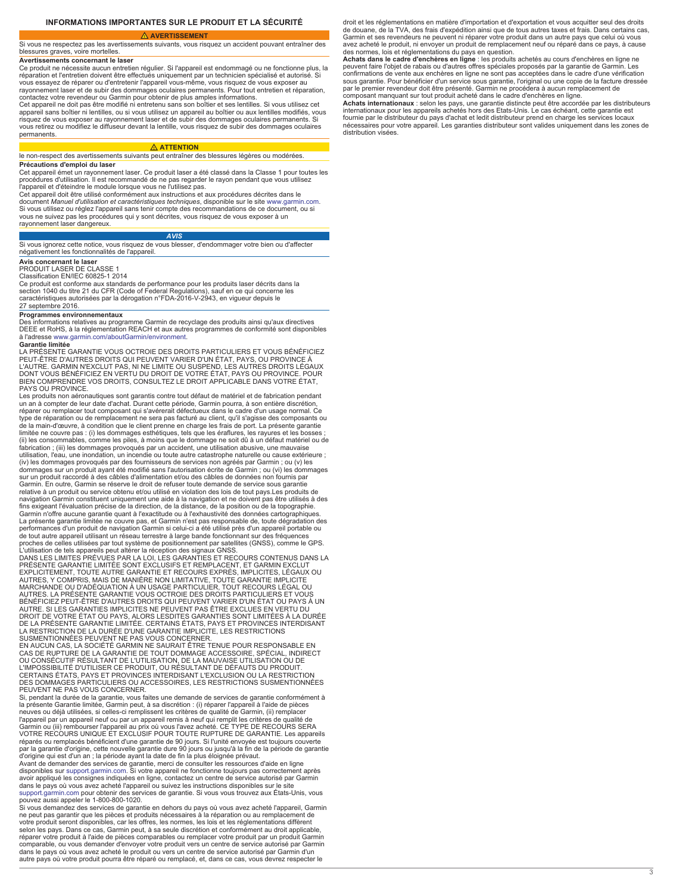# INFORMATIONS IMPORTANTES SUR LE PRODUIT ET LA SÉCURITÉ

**⚠ AVERTISSEMENT**

Si vous ne respectez pas les avertissements suivants, vous risquez un accident pouvant entraîner des blessures graves, voire mortelles.

**Avertissements concernant le laser**

Ce produit ne nécessite aucun entretien régulier. Si l'appareil est endommagé ou ne fonctionne plus, la réparation et l'entretien doivent être effectués uniquement par un technicien spécialisé et autorisé. Si vous essayez de réparer ou d'entretenir l'appareil vous-même, vous risquez de vous exposer au rayonnement laser et de subir des dommages oculaires permanents. Pour tout entretien et réparation, contactez votre revendeur ou Garmin pour obtenir de plus amples informations.

Cet appareil ne doit pas être modifié ni entretenu sans son boîtier et ses lentilles. Si vous utilisez cet appareil sans boîtier ni lentilles, ou si vous utilisez un appareil au boîtier ou aux lentilles modifiés, vous risquez de vous exposer au rayonnement laser et de subir des dommages oculaires permanents. Si vous retirez ou modifiez le diffuseur devant la lentille, vous risquez de subir des dommages oculaires permanents.

**⚠ ATTENTION**

le non-respect des avertissements suivants peut entraîner des blessures légères ou modérées.

**Précautions d'emploi du laser**

Cet appareil émet un rayonnement laser. Ce produit laser a été classé dans la Classe 1 pour toutes les procédures d'utilisation. Il est recommandé de ne pas regarder le rayon pendant que vous utilisez l'appareil et d'éteindre le module lorsque vous ne l'utilisez pas.

Cet appareil doit être utilisé conformément aux instructions et aux procédures décrites dans le document *Manuel d'utilisation et caractéristiques techniques*, disponible sur le site www.garmin.com. Si vous utilisez ou réglez l'appareil sans tenir compte des recommandations de ce document, ou si vous ne suivez pas les procédures qui y sont décrites, vous risquez de vous exposer à un rayonnement laser dangereux.

***AVIS***

Si vous ignorez cette notice, vous risquez de vous blesser, d'endommager votre bien ou d'affecter négativement les fonctionnalités de l'appareil.

**Avis concernant le laser**

PRODUIT LASER DE CLASSE 1

Classification EN/IEC 60825-1 2014

Ce produit est conforme aux standards de performance pour les produits laser décrits dans la section 1040 du titre 21 du CFR (Code of Federal Regulations), sauf en ce qui concerne les caractéristiques autorisées par la dérogation n°FDA-2016-V-2943, en vigueur depuis le 27 septembre 2016.

**Programmes environnementaux**

Des informations relatives au programme Garmin de recyclage des produits ainsi qu'aux directives DEEE et RoHS, à la réglementation REACH et aux autres programmes de conformité sont disponibles à l'adresse www.garmin.com/aboutGarmin/environment.

**Garantie limitée**

LA PRÉSENTE GARANTIE VOUS OCTROIE DES DROITS PARTICULIERS ET VOUS BÉNÉFICIEZ PEUT-ÊTRE D'AUTRES DROITS QUI PEUVENT VARIER D'UN ÉTAT, PAYS, OU PROVINCE À L'AUTRE. GARMIN N'EXCLUT PAS, NI NE LIMITE OU SUSPEND, LES AUTRES DROITS LÉGAUX DONT VOUS BÉNÉFICIEZ EN VERTU DU DROIT DE VOTRE ÉTAT, PAYS OU PROVINCE. POUR BIEN COMPRENDRE VOS DROITS, CONSULTEZ LE DROIT APPLICABLE DANS VOTRE ÉTAT, PAYS OU PROVINCE.

Les produits non aéronautiques sont garantis contre tout défaut de matériel et de fabrication pendant un an à compter de leur date d'achat. Durant cette période, Garmin pourra, à son entière discrétion, réparer ou remplacer tout composant qui s'avérerait défectueux dans le cadre d'un usage normal. Ce type de réparation ou de remplacement ne sera pas facturé au client, qu'il s'agisse des composants ou de la main-d'œuvre, à condition que le client prenne en charge les frais de port. La présente garantie limitée ne couvre pas : (i) les dommages esthétiques, tels que les éraflures, les rayures et les bosses ; (ii) les consommables, comme les piles, à moins que le dommage ne soit dû à un défaut matériel ou de fabrication ; (iii) les dommages provoqués par un accident, une utilisation abusive, une mauvaise utilisation, l'eau, une inondation, un incendie ou toute autre catastrophe naturelle ou cause extérieure ; (iv) les dommages provoqués par des fournisseurs de services non agréés par Garmin ; ou (v) les dommages sur un produit ayant été modifié sans l'autorisation écrite de Garmin ; ou (vi) les dommages sur un produit raccordé à des câbles d'alimentation et/ou des câbles de données non fournis par Garmin. En outre, Garmin se réserve le droit de refuser toute demande de service sous garantie relative à un produit ou service obtenu et/ou utilisé en violation des lois de tout pays.Les produits de navigation Garmin constituent uniquement une aide à la navigation et ne doivent pas être utilisés à des fins exigeant l'évaluation précise de la direction, de la distance, de la position ou de la topographie. Garmin n'offre aucune garantie quant à l'exactitude ou à l'exhaustivité des données cartographiques. La présente garantie limitée ne couvre pas, et Garmin n'est pas responsable de, toute dégradation des performances d'un produit de navigation Garmin si celui-ci a été utilisé près d'un appareil portable ou de tout autre appareil utilisant un réseau terrestre à large bande fonctionnant sur des fréquences proches de celles utilisées par tout système de positionnement par satellites (GNSS), comme le GPS. L'utilisation de tels appareils peut altérer la réception des signaux GNSS.

DANS LES LIMITES PRÉVUES PAR LA LOI, LES GARANTIES ET RECOURS CONTENUS DANS LA PRÉSENTE GARANTIE LIMITÉE SONT EXCLUSIFS ET REMPLACENT, ET GARMIN EXCLUT EXPLICITEMENT, TOUTE AUTRE GARANTIE ET RECOURS EXPRÈS, IMPLICITES, LÉGAUX OU AUTRES, Y COMPRIS, MAIS DE MANIÈRE NON LIMITATIVE, TOUTE GARANTIE IMPLICITE MARCHANDE OU D'ADÉQUATION À UN USAGE PARTICULIER, TOUT RECOURS LÉGAL OU AUTRES. LA PRÉSENTE GARANTIE VOUS OCTROIE DES DROITS PARTICULIERS ET VOUS BÉNÉFICIEZ PEUT-ÊTRE D'AUTRES DROITS QUI PEUVENT VARIER D'UN ÉTAT OU PAYS À UN AUTRE. SI LES GARANTIES IMPLICITES NE PEUVENT PAS ÊTRE EXCLUES EN VERTU DU DROIT DE VOTRE ÉTAT OU PAYS, ALORS LESDITES GARANTIES SONT LIMITÉES À LA DURÉE DE LA PRÉSENTE GARANTIE LIMITÉE. CERTAINS ÉTATS, PAYS ET PROVINCES INTERDISANT LA RESTRICTION DE LA DURÉE D'UNE GARANTIE IMPLICITE, LES RESTRICTIONS SUSMENTIONNÉES PEUVENT NE PAS VOUS CONCERNER.

EN AUCUN CAS, LA SOCIÉTÉ GARMIN NE SAURAIT ÊTRE TENUE POUR RESPONSABLE EN CAS DE RUPTURE DE LA GARANTIE DE TOUT DOMMAGE ACCESSOIRE, SPÉCIAL, INDIRECT OU CONSÉCUTIF RÉSULTANT DE L'UTILISATION, DE LA MAUVAISE UTILISATION OU DE L'IMPOSSIBILITÉ D'UTILISER CE PRODUIT, OU RÉSULTANT DE DÉFAUTS DU PRODUIT. CERTAINS ÉTATS, PAYS ET PROVINCES INTERDISANT L'EXCLUSION OU LA RESTRICTION DES DOMMAGES PARTICULIERS OU ACCESSOIRES, LES RESTRICTIONS SUSMENTIONNÉES PEUVENT NE PAS VOUS CONCERNER.

Si, pendant la durée de la garantie, vous faites une demande de services de garantie conformément à la présente Garantie limitée, Garmin peut, à sa discrétion : (i) réparer l'appareil à l'aide de pièces neuves ou déjà utilisées, si celles-ci remplissent les critères de qualité de Garmin, (ii) remplacer l'appareil par un appareil neuf ou par un appareil remis à neuf qui remplit les critères de qualité de Garmin ou (iii) rembourser l'appareil au prix où vous l'avez acheté. CE TYPE DE RECOURS SERA VOTRE RECOURS UNIQUE ET EXCLUSIF POUR TOUTE RUPTURE DE GARANTIE. Les appareils réparés ou remplacés bénéficient d'une garantie de 90 jours. Si l'unité envoyée est toujours couverte par la garantie d'origine, cette nouvelle garantie dure 90 jours ou jusqu'à la fin de la période de garantie d'origine qui est d'un an ; la période ayant la date de fin la plus éloignée prévaut.

Avant de demander des services de garantie, merci de consulter les ressources d'aide en ligne disponibles sur support.garmin.com. Si votre appareil ne fonctionne toujours pas correctement après avoir appliqué les consignes indiquées en ligne, contactez un centre de service autorisé par Garmin dans le pays où vous avez acheté l'appareil ou suivez les instructions disponibles sur le site support.garmin.com pour obtenir des services de garantie. Si vous vous trouvez aux États-Unis, vous pouvez aussi appeler le 1-800-800-1020.

Si vous demandez des services de garantie en dehors du pays où vous avez acheté l'appareil, Garmin ne peut pas garantir que les pièces et produits nécessaires à la réparation ou au remplacement de votre produit seront disponibles, car les offres, les normes, les lois et les réglementations diffèrent selon les pays. Dans ce cas, Garmin peut, à sa seule discrétion et conformément au droit applicable, réparer votre produit à l'aide de pièces comparables ou remplacer votre produit par un produit Garmin comparable, ou vous demander d'envoyer votre produit vers un centre de service autorisé par Garmin dans le pays où vous avez acheté le produit ou vers un centre de service autorisé par Garmin d'un autre pays où votre produit pourra être réparé ou remplacé, et, dans ce cas, vous devrez respecter le droit et les réglementations en matière d'importation et d'exportation et vous acquitter seul des droits de douane, de la TVA, des frais d'expédition ainsi que de tous autres taxes et frais. Dans certains cas, Garmin et ses revendeurs ne peuvent ni réparer votre produit dans un autre pays que celui où vous avez acheté le produit, ni envoyer un produit de remplacement neuf ou réparé dans ce pays, à cause des normes, lois et réglementations du pays en question.

**Achats dans le cadre d'enchères en ligne** : les produits achetés au cours d'enchères en ligne ne peuvent faire l'objet de rabais ou d'autres offres spéciales proposés par la garantie de Garmin. Les confirmations de vente aux enchères en ligne ne sont pas acceptées dans le cadre d'une vérification sous garantie. Pour bénéficier d'un service sous garantie, l'original ou une copie de la facture dressée par le premier revendeur doit être présenté. Garmin ne procédera à aucun remplacement de composant manquant sur tout produit acheté dans le cadre d'enchères en ligne.

**Achats internationaux** : selon les pays, une garantie distincte peut être accordée par les distributeurs internationaux pour les appareils achetés hors des Etats-Unis. Le cas échéant, cette garantie est fournie par le distributeur du pays d'achat et ledit distributeur prend en charge les services locaux nécessaires pour votre appareil. Les garanties distributeur sont valides uniquement dans les zones de distribution visées.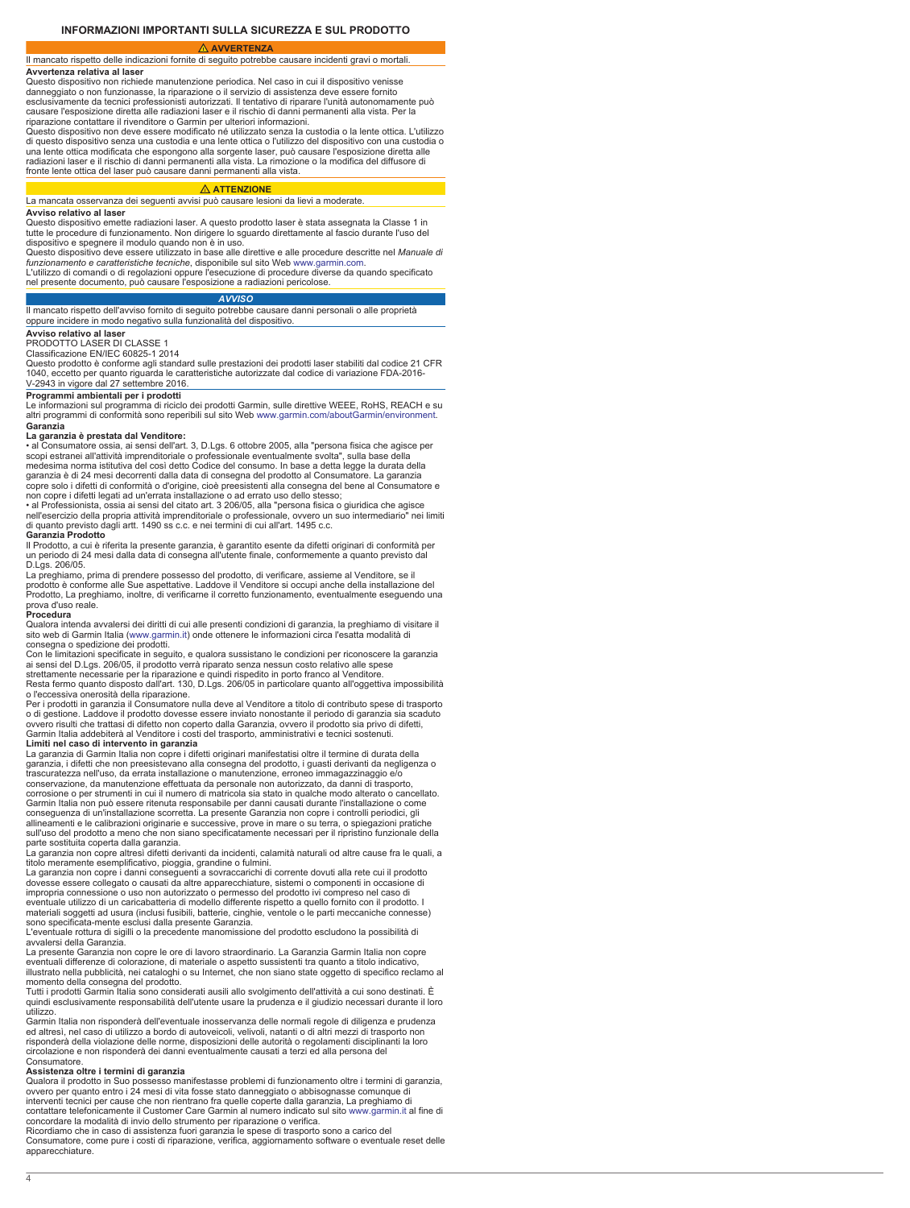# INFORMAZIONI IMPORTANTI SULLA SICUREZZA E SUL PRODOTTO

**⚠ AVVERTENZA**

Il mancato rispetto delle indicazioni fornite di seguito potrebbe causare incidenti gravi o mortali.

**Avvertenza relativa al laser**

Questo dispositivo non richiede manutenzione periodica. Nel caso in cui il dispositivo venisse danneggiato o non funzionasse, la riparazione o il servizio di assistenza deve essere fornito esclusivamente da tecnici professionisti autorizzati. Il tentativo di riparare l'unità autonomamente può causare l'esposizione diretta alle radiazioni laser e il rischio di danni permanenti alla vista. Per la riparazione contattare il rivenditore o Garmin per ulteriori informazioni.

Questo dispositivo non deve essere modificato né utilizzato senza la custodia o la lente ottica. L'utilizzo di questo dispositivo senza una custodia e una lente ottica o l'utilizzo del dispositivo con una custodia o una lente ottica modificata che espongono alla sorgente laser, può causare l'esposizione diretta alle radiazioni laser e il rischio di danni permanenti alla vista. La rimozione o la modifica del diffusore di fronte lente ottica del laser può causare danni permanenti alla vista.

**⚠ ATTENZIONE**

La mancata osservanza dei seguenti avvisi può causare lesioni da lievi a moderate.

**Avviso relativo al laser**

Questo dispositivo emette radiazioni laser. A questo prodotto laser è stata assegnata la Classe 1 in tutte le procedure di funzionamento. Non dirigere lo sguardo direttamente al fascio durante l'uso del dispositivo e spegnere il modulo quando non è in uso.

Questo dispositivo deve essere utilizzato in base alle direttive e alle procedure descritte nel *Manuale di funzionamento e caratteristiche tecniche*, disponibile sul sito Web www.garmin.com.

L'utilizzo di comandi o di regolazioni oppure l'esecuzione di procedure diverse da quando specificato nel presente documento, può causare l'esposizione a radiazioni pericolose.

***AVVISO***

Il mancato rispetto dell'avviso fornito di seguito potrebbe causare danni personali o alle proprietà oppure incidere in modo negativo sulla funzionalità del dispositivo.

**Avviso relativo al laser**

PRODOTTO LASER DI CLASSE 1

Classificazione EN/IEC 60825-1 2014

Questo prodotto è conforme agli standard sulle prestazioni dei prodotti laser stabiliti dal codice 21 CFR 1040, eccetto per quanto riguarda le caratteristiche autorizzate dal codice di variazione FDA-2016-V-2943 in vigore dal 27 settembre 2016.

**Programmi ambientali per i prodotti**

Le informazioni sul programma di riciclo dei prodotti Garmin, sulle direttive WEEE, RoHS, REACH e su altri programmi di conformità sono reperibili sul sito Web www.garmin.com/aboutGarmin/environment.

**Garanzia**

**La garanzia è prestata dal Venditore:**

- al Consumatore ossia, ai sensi dell'art. 3, D.Lgs. 6 ottobre 2005, alla "persona fisica che agisce per scopi estranei all'attività imprenditoriale o professionale eventualmente svolta", sulla base della medesima norma istitutiva del così detto Codice del consumo. In base a detta legge la durata della garanzia è di 24 mesi decorrenti dalla data di consegna del prodotto al Consumatore. La garanzia copre solo i difetti di conformità o d'origine, cioè preesistenti alla consegna del bene al Consumatore e non copre i difetti legati ad un'errata installazione o ad errato uso dello stesso;
- al Professionista, ossia ai sensi del citato art. 3 206/05, alla "persona fisica o giuridica che agisce nell'esercizio della propria attività imprenditoriale o professionale, ovvero un suo intermediario" nei limiti di quanto previsto dagli artt. 1490 ss c.c. e nei termini di cui all'art. 1495 c.c.

**Garanzia Prodotto**

Il Prodotto, a cui è riferita la presente garanzia, è garantito esente da difetti originari di conformità per un periodo di 24 mesi dalla data di consegna all'utente finale, conformemente a quanto previsto dal D.Lgs. 206/05.

La preghiamo, prima di prendere possesso del prodotto, di verificare, assieme al Venditore, se il prodotto è conforme alle Sue aspettative. Laddove il Venditore si occupi anche della installazione del Prodotto, La preghiamo, inoltre, di verificarne il corretto funzionamento, eventualmente eseguendo una prova d'uso reale.

**Procedura**

Qualora intenda avvalersi dei diritti di cui alle presenti condizioni di garanzia, la preghiamo di visitare il sito web di Garmin Italia (www.garmin.it) onde ottenere le informazioni circa l'esatta modalità di consegna o spedizione dei prodotti.

Con le limitazioni specificate in seguito, e qualora sussistano le condizioni per riconoscere la garanzia ai sensi del D.Lgs. 206/05, il prodotto verrà riparato senza nessun costo relativo alle spese strettamente necessarie per la riparazione e quindi rispedito in porto franco al Venditore.

Resta fermo quanto disposto dall'art. 130, D.Lgs. 206/05 in particolare quanto all'oggettiva impossibilità o l'eccessiva onerosità della riparazione.

Per i prodotti in garanzia il Consumatore nulla deve al Venditore a titolo di contributo spese di trasporto o di gestione. Laddove il prodotto dovesse essere inviato nonostante il periodo di garanzia sia scaduto ovvero risulti che trattasi di difetto non coperto dalla Garanzia, ovvero il prodotto sia privo di difetti, Garmin Italia addebiterà al Venditore i costi del trasporto, amministrativi e tecnici sostenuti.

**Limiti nel caso di intervento in garanzia**

La garanzia di Garmin Italia non copre i difetti originari manifestatisi oltre il termine di durata della garanzia, i difetti che non preesistevano alla consegna del prodotto, i guasti derivanti da negligenza o trascuratezza nell'uso, da errata installazione o manutenzione, erroneo immagazzinaggio e/o conservazione, da manutenzione effettuata da personale non autorizzato, da danni di trasporto, corrosione o per strumenti in cui il numero di matricola sia stato in qualche modo alterato o cancellato. Garmin Italia non può essere ritenuta responsabile per danni causati durante l'installazione o come conseguenza di un'installazione scorretta. La presente Garanzia non copre i controlli periodici, gli allineamenti e le calibrazioni originarie e successive, prove in mare o su terra, o spiegazioni pratiche sull'uso del prodotto a meno che non siano specificatamente necessari per il ripristino funzionale della parte sostituita coperta dalla garanzia.

La garanzia non copre altresì difetti derivanti da incidenti, calamità naturali od altre cause fra le quali, a titolo meramente esemplificativo, pioggia, grandine o fulmini.

La garanzia non copre i danni conseguenti a sovraccarichi di corrente dovuti alla rete cui il prodotto dovesse essere collegato o causati da altre apparecchiature, sistemi o componenti in occasione di impropria connessione o uso non autorizzato o permesso del prodotto ivi compreso nel caso di eventuale utilizzo di un caricabatteria di modello differente rispetto a quello fornito con il prodotto. I materiali soggetti ad usura (inclusi fusibili, batterie, cinghie, ventole o le parti meccaniche connesse) sono specificata-mente esclusi dalla presente Garanzia.

L'eventuale rottura di sigilli o la precedente manomissione del prodotto escludono la possibilità di avvalersi della Garanzia.

La presente Garanzia non copre le ore di lavoro straordinario. La Garanzia Garmin Italia non copre eventuali differenze di colorazione, di materiale o aspetto sussistenti tra quanto a titolo indicativo, illustrato nella pubblicità, nei cataloghi o su Internet, che non siano state oggetto di specifico reclamo al momento della consegna del prodotto.

Tutti i prodotti Garmin Italia sono considerati ausili allo svolgimento dell'attività a cui sono destinati. È quindi esclusivamente responsabilità dell'utente usare la prudenza e il giudizio necessari durante il loro utilizzo.

Garmin Italia non risponderà dell'eventuale inosservanza delle normali regole di diligenza e prudenza ed altresì, nel caso di utilizzo a bordo di autoveicoli, velivoli, natanti o di altri mezzi di trasporto non risponderà della violazione delle norme, disposizioni delle autorità o regolamenti disciplinanti la loro circolazione e non risponderà dei danni eventualmente causati a terzi ed alla persona del Consumatore.

**Assistenza oltre i termini di garanzia**

Qualora il prodotto in Suo possesso manifestasse problemi di funzionamento oltre i termini di garanzia, ovvero per quanto entro i 24 mesi di vita fosse stato danneggiato o abbisognasse comunque di interventi tecnici per cause che non rientrano fra quelle coperte dalla garanzia, La preghiamo di contattare telefonicamente il Customer Care Garmin al numero indicato sul sito www.garmin.it al fine di concordare la modalità di invio dello strumento per riparazione o verifica.

Ricordiamo che in caso di assistenza fuori garanzia le spese di trasporto sono a carico del Consumatore, come pure i costi di riparazione, verifica, aggiornamento software o eventuale reset delle apparecchiature.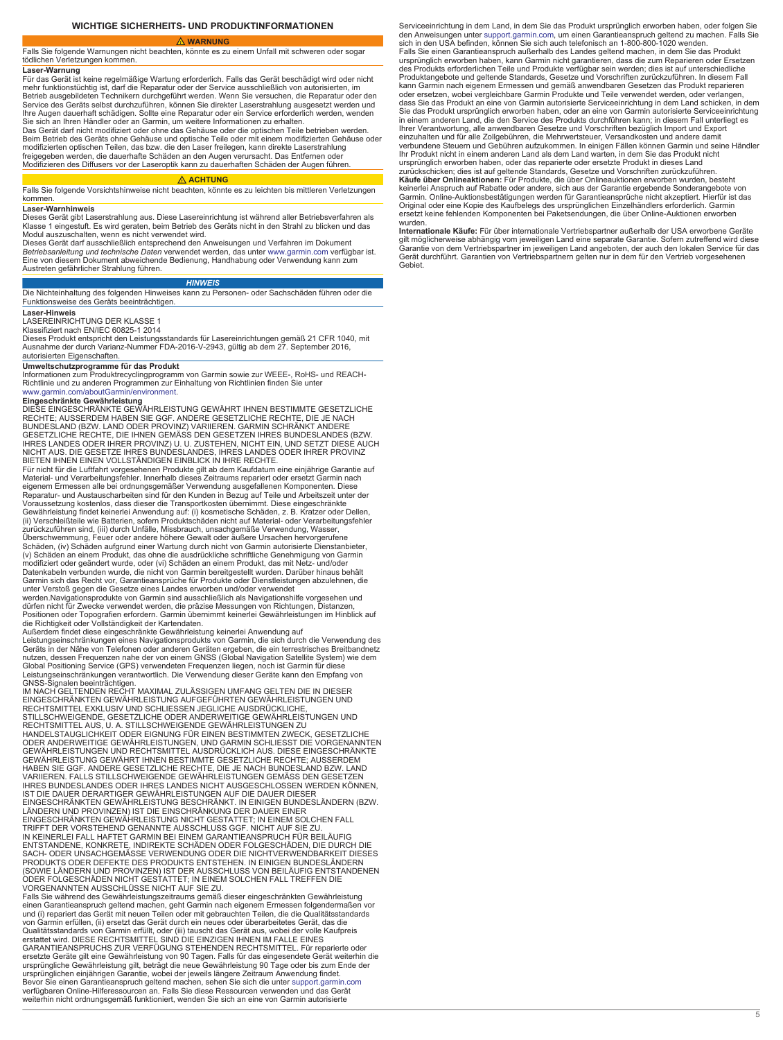# WICHTIGE SICHERHEITS- UND PRODUKTINFORMATIONEN

**⚠ WARNUNG**

Falls Sie folgende Warnungen nicht beachten, könnte es zu einem Unfall mit schweren oder sogar tödlichen Verletzungen kommen.

**Laser-Warnung**

Für das Gerät ist keine regelmäßige Wartung erforderlich. Falls das Gerät beschädigt wird oder nicht mehr funktionstüchtig ist, darf die Reparatur oder der Service ausschließlich von autorisierten, im Betrieb ausgebildeten Technikern durchgeführt werden. Wenn Sie versuchen, die Reparatur oder den Service des Geräts selbst durchzuführen, können Sie direkter Laserstrahlung ausgesetzt werden und Ihre Augen dauerhaft schädigen. Sollte eine Reparatur oder ein Service erforderlich werden, wenden Sie sich an Ihren Händler oder an Garmin, um weitere Informationen zu erhalten.

Das Gerät darf nicht modifiziert oder ohne das Gehäuse oder die optischen Teile betrieben werden. Beim Betrieb des Geräts ohne Gehäuse und optische Teile oder mit einem modifizierten Gehäuse oder modifizierten optischen Teilen, das bzw. die den Laser freilegen, kann direkte Laserstrahlung freigegeben werden, die dauerhafte Schäden an den Augen verursacht. Das Entfernen oder Modifizieren des Diffusers vor der Laseroptik kann zu dauerhaften Schäden der Augen führen.

**⚠ ACHTUNG**

Falls Sie folgende Vorsichtshinweise nicht beachten, könnte es zu leichten bis mittleren Verletzungen kommen.

**Laser-Warnhinweis**

Dieses Gerät gibt Laserstrahlung aus. Diese Lasereinrichtung ist während aller Betriebsverfahren als Klasse 1 eingestuft. Es wird geraten, beim Betrieb des Geräts nicht in den Strahl zu blicken und das Modul auszuschalten, wenn es nicht verwendet wird.

Dieses Gerät darf ausschließlich entsprechend den Anweisungen und Verfahren im Dokument *Betriebsanleitung und technische Daten* verwendet werden, das unter www.garmin.com verfügbar ist. Eine von diesem Dokument abweichende Bedienung, Handhabung oder Verwendung kann zum Austreten gefährlicher Strahlung führen.

***HINWEIS***

Die Nichteinhaltung des folgenden Hinweises kann zu Personen- oder Sachschäden führen oder die Funktionsweise des Geräts beeinträchtigen.

**Laser-Hinweis**

LASEREINRICHTUNG DER KLASSE 1

Klassifiziert nach EN/IEC 60825-1 2014

Dieses Produkt entspricht den Leistungsstandards für Lasereinrichtungen gemäß 21 CFR 1040, mit Ausnahme der durch Varianz-Nummer FDA-2016-V-2943, gültig ab dem 27. September 2016, autorisierten Eigenschaften.

**Umweltschutzprogramme für das Produkt**

Informationen zum Produktrecyclingprogramm von Garmin sowie zur WEEE-, RoHS- und REACH-Richtlinie und zu anderen Programmen zur Einhaltung von Richtlinien finden Sie unter www.garmin.com/aboutGarmin/environment.

**Eingeschränkte Gewährleistung**

DIESE EINGESCHRÄNKTE GEWÄHRLEISTUNG GEWÄHRT IHNEN BESTIMMTE GESETZLICHE RECHTE; AUSSERDEM HABEN SIE GGF. ANDERE GESETZLICHE RECHTE, DIE JE NACH BUNDESLAND (BZW. LAND ODER PROVINZ) VARIIEREN. GARMIN SCHRÄNKT ANDERE GESETZLICHE RECHTE, DIE IHNEN GEMÄSS DEN GESETZEN IHRES BUNDESLANDES (BZW. IHRES LANDES ODER IHRER PROVINZ) U. U. ZUSTEHEN, NICHT EIN, UND SETZT DIESE AUCH NICHT AUS. DIE GESETZE IHRES BUNDESLANDES, IHRES LANDES ODER IHRER PROVINZ BIETEN IHNEN EINEN VOLLSTÄNDIGEN EINBLICK IN IHRE RECHTE.

Für nicht für die Luftfahrt vorgesehenen Produkte gilt ab dem Kaufdatum eine einjährige Garantie auf Material- und Verarbeitungsfehler. Innerhalb dieses Zeitraums repariert oder ersetzt Garmin nach eigenem Ermessen alle bei ordnungsgemäßer Verwendung ausgefallenen Komponenten. Diese Reparatur- und Austauscharbeiten sind für den Kunden in Bezug auf Teile und Arbeitszeit unter der Voraussetzung kostenlos, dass dieser die Transportkosten übernimmt. Diese eingeschränkte Gewährleistung findet keinerlei Anwendung auf: (i) kosmetische Schäden, z. B. Kratzer oder Dellen, (ii) Verschleißteile wie Batterien, sofern Produktschäden nicht auf Material- oder Verarbeitungsfehler zurückzuführen sind, (iii) durch Unfälle, Missbrauch, unsachgemäße Verwendung, Wasser, Überschwemmung, Feuer oder andere höhere Gewalt oder äußere Ursachen hervorgerufene Schäden, (iv) Schäden aufgrund einer Wartung durch nicht von Garmin autorisierte Dienstanbieter, (v) Schäden an einem Produkt, das ohne die ausdrückliche schriftliche Genehmigung von Garmin modifiziert oder geändert wurde, oder (vi) Schäden an einem Produkt, das mit Netz- und/oder Datenkabeln verbunden wurde, die nicht von Garmin bereitgestellt wurden. Darüber hinaus behält Garmin sich das Recht vor, Garantieansprüche für Produkte oder Dienstleistungen abzulehnen, die unter Verstoß gegen die Gesetze eines Landes erworben und/oder verwendet werden.Navigationsprodukte von Garmin sind ausschließlich als Navigationshilfe vorgesehen und dürfen nicht für Zwecke verwendet werden, die präzise Messungen von Richtungen, Distanzen, Positionen oder Topografien erfordern. Garmin übernimmt keinerlei Gewährleistungen im Hinblick auf die Richtigkeit oder Vollständigkeit der Kartendaten.

Außerdem findet diese eingeschränkte Gewährleistung keinerlei Anwendung auf Leistungseinschränkungen eines Navigationsprodukts von Garmin, die sich durch die Verwendung des Geräts in der Nähe von Telefonen oder anderen Geräten ergeben, die ein terrestrisches Breitbandnetz nutzen, dessen Frequenzen nahe der von einem GNSS (Global Navigation Satellite System) wie dem Global Positioning Service (GPS) verwendeten Frequenzen liegen, noch ist Garmin für diese Leistungseinschränkungen verantwortlich. Die Verwendung dieser Geräte kann den Empfang von GNSS-Signalen beeinträchtigen.

IM NACH GELTENDEN RECHT MAXIMAL ZULÄSSIGEN UMFANG GELTEN DIE IN DIESER EINGESCHRÄNKTEN GEWÄHRLEISTUNG AUFGEFÜHRTEN GEWÄHRLEISTUNGEN UND RECHTSMITTEL EXKLUSIV UND SCHLIESSEN JEGLICHE AUSDRÜCKLICHE, STILLSCHWEIGENDE, GESETZLICHE ODER ANDERWEITIGE GEWÄHRLEISTUNGEN UND RECHTSMITTEL AUS, U. A. STILLSCHWEIGENDE GEWÄHRLEISTUNGEN ZU HANDELSTAUGLICHKEIT ODER EIGNUNG FÜR EINEN BESTIMMTEN ZWECK, GESETZLICHE ODER ANDERWEITIGE GEWÄHRLEISTUNGEN, UND GARMIN SCHLIESST DIE VORGENANNTEN GEWÄHRLEISTUNGEN UND RECHTSMITTEL AUSDRÜCKLICH AUS. DIESE EINGESCHRÄNKTE GEWÄHRLEISTUNG GEWÄHRT IHNEN BESTIMMTE GESETZLICHE RECHTE; AUSSERDEM HABEN SIE GGF. ANDERE GESETZLICHE RECHTE, DIE JE NACH BUNDESLAND BZW. LAND VARIIEREN. FALLS STILLSCHWEIGENDE GEWÄHRLEISTUNGEN GEMÄSS DEN GESETZEN IHRES BUNDESLANDES ODER IHRES LANDES NICHT AUSGESCHLOSSEN WERDEN KÖNNEN, IST DIE DAUER DERARTIGER GEWÄHRLEISTUNGEN AUF DIE DAUER DIESER EINGESCHRÄNKTEN GEWÄHRLEISTUNG BESCHRÄNKT. IN EINIGEN BUNDESLÄNDERN (BZW. LÄNDERN UND PROVINZEN) IST DIE EINSCHRÄNKUNG DER DAUER EINER EINGESCHRÄNKTEN GEWÄHRLEISTUNG NICHT GESTATTET; IN EINEM SOLCHEN FALL TRIFFT DER VORSTEHEND GENANNTE AUSSCHLUSS GGF. NICHT AUF SIE ZU.

IN KEINERLEI FALL HAFTET GARMIN BEI EINEM GARANTIEANSPRUCH FÜR BEILÄUFIG ENTSTANDENE, KONKRETE, INDIREKTE SCHÄDEN ODER FOLGESCHÄDEN, DIE DURCH DIE SACH- ODER UNSACHGEMÄSSE VERWENDUNG ODER DIE NICHTVERWENDBARKEIT DIESES PRODUKTS ODER DEFEKTE DES PRODUKTS ENTSTEHEN. IN EINIGEN BUNDESLÄNDERN (SOWIE LÄNDERN UND PROVINZEN) IST DER AUSSCHLUSS VON BEILÄUFIG ENTSTANDENEN ODER FOLGESCHÄDEN NICHT GESTATTET; IN EINEM SOLCHEN FALL TREFFEN DIE VORGENANNTEN AUSSCHLÜSSE NICHT AUF SIE ZU.

Falls Sie während des Gewährleistungszeitraums gemäß dieser eingeschränkten Gewährleistung einen Garantieanspruch geltend machen, geht Garmin nach eigenem Ermessen folgendermaßen vor und (i) repariert das Gerät mit neuen Teilen oder mit gebrauchten Teilen, die die Qualitätsstandards von Garmin erfüllen, (ii) ersetzt das Gerät durch ein neues oder überarbeitetes Gerät, das die Qualitätsstandards von Garmin erfüllt, oder (iii) tauscht das Gerät aus, wobei der volle Kaufpreis erstattet wird. DIESE RECHTSMITTEL SIND DIE EINZIGEN IHNEN IM FALLE EINES GARANTIEANSPRUCHS ZUR VERFÜGUNG STEHENDEN RECHTSMITTEL. Für reparierte oder ersetzte Geräte gilt eine Gewährleistung von 90 Tagen. Falls für das eingesendete Gerät weiterhin die ursprüngliche Gewährleistung gilt, beträgt die neue Gewährleistung 90 Tage oder bis zum Ende der ursprünglichen einjährigen Garantie, wobei der jeweils längere Zeitraum Anwendung findet.

Bevor Sie einen Garantieanspruch geltend machen, sehen Sie sich die unter support.garmin.com verfügbaren Online-Hilferessourcen an. Falls Sie diese Ressourcen verwenden und das Gerät weiterhin nicht ordnungsgemäß funktioniert, wenden Sie sich an eine von Garmin autorisierte Serviceeinrichtung in dem Land, in dem Sie das Produkt ursprünglich erworben haben, oder folgen Sie den Anweisungen unter support.garmin.com, um einen Garantieanspruch geltend zu machen. Falls Sie sich in den USA befinden, können Sie sich auch telefonisch an 1-800-800-1020 wenden.

Falls Sie einen Garantieanspruch außerhalb des Landes geltend machen, in dem Sie das Produkt ursprünglich erworben haben, kann Garmin nicht garantieren, dass die zum Reparieren oder Ersetzen des Produkts erforderlichen Teile und Produkte verfügbar sein werden; dies ist auf unterschiedliche Produktangebote und geltende Standards, Gesetze und Vorschriften zurückzuführen. In diesem Fall kann Garmin nach eigenem Ermessen und gemäß anwendbaren Gesetzen das Produkt reparieren oder ersetzen, wobei vergleichbare Garmin Produkte und Teile verwendet werden, oder verlangen, dass Sie das Produkt an eine von Garmin autorisierte Serviceeinrichtung in dem Land schicken, in dem Sie das Produkt ursprünglich erworben haben, oder an eine von Garmin autorisierte Serviceeinrichtung in einem anderen Land, die den Service des Produkts durchführen kann; in diesem Fall unterliegt es Ihrer Verantwortung, alle anwendbaren Gesetze und Vorschriften bezüglich Import und Export einzuhalten und für alle Zollgebühren, die Mehrwertsteuer, Versandkosten und andere damit verbundene Steuern und Gebühren aufzukommen. In einigen Fällen können Garmin und seine Händler Ihr Produkt nicht in einem anderen Land als dem Land warten, in dem Sie das Produkt nicht ursprünglich erworben haben, oder das reparierte oder ersetzte Produkt in dieses Land zurückschicken; dies ist auf geltende Standards, Gesetze und Vorschriften zurückzuführen.

**Käufe über Onlineauktionen:** Für Produkte, die über Onlineauktionen erworben wurden, besteht keinerlei Anspruch auf Rabatte oder andere, sich aus der Garantie ergebende Sonderangebote von Garmin. Online-Auktionsbestätigungen werden für Garantieansprüche nicht akzeptiert. Hierfür ist das Original oder eine Kopie des Kaufbelegs des ursprünglichen Einzelhändlers erforderlich. Garmin ersetzt keine fehlenden Komponenten bei Paketsendungen, die über Online-Auktionen erworben wurden.

**Internationale Käufe:** Für über internationale Vertriebspartner außerhalb der USA erworbene Geräte gilt möglicherweise abhängig vom jeweiligen Land eine separate Garantie. Sofern zutreffend wird diese Garantie von dem Vertriebspartner im jeweiligen Land angeboten, der auch den lokalen Service für das Gerät durchführt. Garantien von Vertriebspartnern gelten nur in dem für den Vertrieb vorgesehenen Gebiet.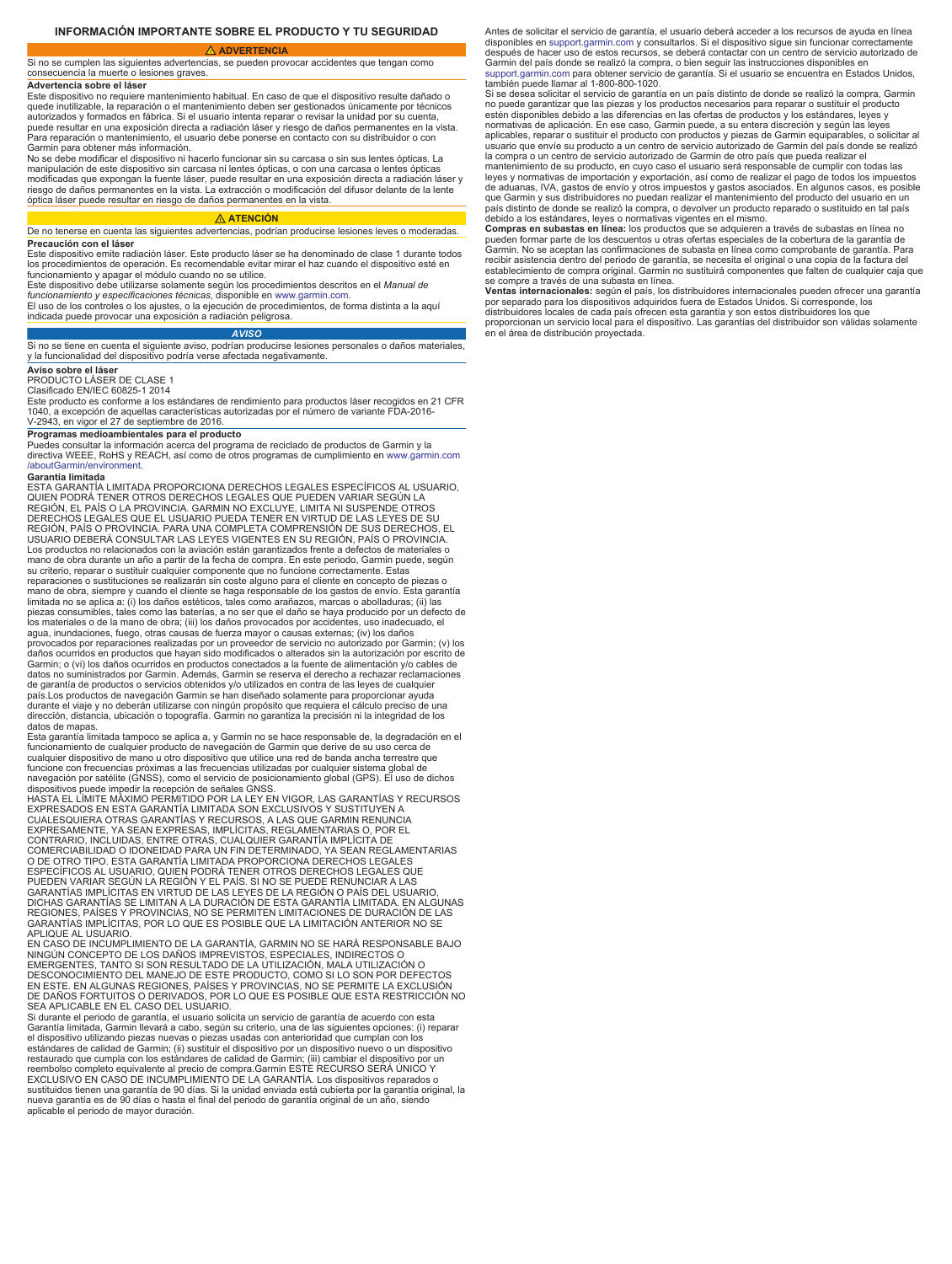# INFORMACIÓN IMPORTANTE SOBRE EL PRODUCTO Y TU SEGURIDAD

### ⚠ ADVERTENCIA

Si no se cumplen las siguientes advertencias, se pueden provocar accidentes que tengan como consecuencia la muerte o lesiones graves.

**Advertencia sobre el láser**

Este dispositivo no requiere mantenimiento habitual. En caso de que el dispositivo resulte dañado o quede inutilizable, la reparación o el mantenimiento deben ser gestionados únicamente por técnicos autorizados y formados en fábrica. Si el usuario intenta reparar o revisar la unidad por su cuenta, puede resultar en una exposición directa a radiación láser y riesgo de daños permanentes en la vista. Para reparación o mantenimiento, el usuario debe ponerse en contacto con su distribuidor o con Garmin para obtener más información.

No se debe modificar el dispositivo ni hacerlo funcionar sin su carcasa o sin sus lentes ópticas. La manipulación de este dispositivo sin carcasa ni lentes ópticas, o con una carcasa o lentes ópticas modificadas que expongan la fuente láser, puede resultar en una exposición directa a radiación láser y riesgo de daños permanentes en la vista. La extracción o modificación del difusor delante de la lente óptica láser puede resultar en riesgo de daños permanentes en la vista.

### ⚠ ATENCIÓN

De no tenerse en cuenta las siguientes advertencias, podrían producirse lesiones leves o moderadas.

**Precaución con el láser**

Este dispositivo emite radiación láser. Este producto láser se ha denominado de clase 1 durante todos los procedimientos de operación. Es recomendable evitar mirar el haz cuando el dispositivo esté en funcionamiento y apagar el módulo cuando no se utilice.

Este dispositivo debe utilizarse solamente según los procedimientos descritos en el *Manual de funcionamiento y especificaciones técnicas*, disponible en www.garmin.com.

El uso de los controles o los ajustes, o la ejecución de procedimientos, de forma distinta a la aquí indicada puede provocar una exposición a radiación peligrosa.

### *AVISO*

Si no se tiene en cuenta el siguiente aviso, podrían producirse lesiones personales o daños materiales, y la funcionalidad del dispositivo podría verse afectada negativamente.

**Aviso sobre el láser**

PRODUCTO LÁSER DE CLASE 1

Clasificado EN/IEC 60825-1 2014

Este producto es conforme a los estándares de rendimiento para productos láser recogidos en 21 CFR 1040, a excepción de aquellas características autorizadas por el número de variante FDA-2016-V-2943, en vigor el 27 de septiembre de 2016.

**Programas medioambientales para el producto**

Puedes consultar la información acerca del programa de reciclado de productos de Garmin y la directiva WEEE, RoHS y REACH, así como de otros programas de cumplimiento en www.garmin.com/aboutGarmin/environment.

**Garantía limitada**

ESTA GARANTÍA LIMITADA PROPORCIONA DERECHOS LEGALES ESPECÍFICOS AL USUARIO, QUIEN PODRÁ TENER OTROS DERECHOS LEGALES QUE PUEDEN VARIAR SEGÚN LA REGIÓN, EL PAÍS O LA PROVINCIA. GARMIN NO EXCLUYE, LIMITA NI SUSPENDE OTROS DERECHOS LEGALES QUE EL USUARIO PUEDA TENER EN VIRTUD DE LAS LEYES DE SU REGIÓN, PAÍS O PROVINCIA. PARA UNA COMPLETA COMPRENSIÓN DE SUS DERECHOS, EL USUARIO DEBERÁ CONSULTAR LAS LEYES VIGENTES EN SU REGIÓN, PAÍS O PROVINCIA.

Los productos no relacionados con la aviación están garantizados frente a defectos de materiales o mano de obra durante un año a partir de la fecha de compra. En este periodo, Garmin puede, según su criterio, reparar o sustituir cualquier componente que no funcione correctamente. Estas reparaciones o sustituciones se realizarán sin coste alguno para el cliente en concepto de piezas o mano de obra, siempre y cuando el cliente se haga responsable de los gastos de envío. Esta garantía limitada no se aplica a: (i) los daños estéticos, tales como arañazos, marcas o abolladuras; (ii) las piezas consumibles, tales como las baterías, a no ser que el daño se haya producido por un defecto de los materiales o de la mano de obra; (iii) los daños provocados por accidentes, uso inadecuado, el agua, inundaciones, fuego, otras causas de fuerza mayor o causas externas; (iv) los daños provocados por reparaciones realizadas por un proveedor de servicio no autorizado por Garmin; (v) los daños ocurridos en productos que hayan sido modificados o alterados sin la autorización por escrito de Garmin; o (vi) los daños ocurridos en productos conectados a la fuente de alimentación y/o cables de datos no suministrados por Garmin. Además, Garmin se reserva el derecho a rechazar reclamaciones de garantía de productos o servicios obtenidos y/o utilizados en contra de las leyes de cualquier país.Los productos de navegación Garmin se han diseñado solamente para proporcionar ayuda durante el viaje y no deberán utilizarse con ningún propósito que requiera el cálculo preciso de una dirección, distancia, ubicación o topografía. Garmin no garantiza la precisión ni la integridad de los datos de mapas.

Esta garantía limitada tampoco se aplica a, y Garmin no se hace responsable de, la degradación en el funcionamiento de cualquier producto de navegación de Garmin que derive de su uso cerca de cualquier dispositivo de mano u otro dispositivo que utilice una red de banda ancha terrestre que funcione con frecuencias próximas a las frecuencias utilizadas por cualquier sistema global de navegación por satélite (GNSS), como el servicio de posicionamiento global (GPS). El uso de dichos dispositivos puede impedir la recepción de señales GNSS.

HASTA EL LÍMITE MÁXIMO PERMITIDO POR LA LEY EN VIGOR, LAS GARANTÍAS Y RECURSOS EXPRESADOS EN ESTA GARANTÍA LIMITADA SON EXCLUSIVOS Y SUSTITUYEN A CUALESQUIERA OTRAS GARANTÍAS Y RECURSOS, A LAS QUE GARMIN RENUNCIA EXPRESAMENTE, YA SEAN EXPRESAS, IMPLÍCITAS, REGLAMENTARIAS O, POR EL CONTRARIO, INCLUIDAS, ENTRE OTRAS, CUALQUIER GARANTÍA IMPLÍCITA DE COMERCIABILIDAD O IDONEIDAD PARA UN FIN DETERMINADO, YA SEAN REGLAMENTARIAS O DE OTRO TIPO. ESTA GARANTÍA LIMITADA PROPORCIONA DERECHOS LEGALES ESPECÍFICOS AL USUARIO, QUIEN PODRÁ TENER OTROS DERECHOS LEGALES QUE PUEDEN VARIAR SEGÚN LA REGIÓN Y EL PAÍS. SI NO SE PUEDE RENUNCIAR A LAS GARANTÍAS IMPLÍCITAS EN VIRTUD DE LAS LEYES DE LA REGIÓN O PAÍS DEL USUARIO, DICHAS GARANTÍAS SE LIMITAN A LA DURACIÓN DE ESTA GARANTÍA LIMITADA. EN ALGUNAS REGIONES, PAÍSES Y PROVINCIAS, NO SE PERMITEN LIMITACIONES DE DURACIÓN DE LAS GARANTÍAS IMPLÍCITAS, POR LO QUE ES POSIBLE QUE LA LIMITACIÓN ANTERIOR NO SE APLIQUE AL USUARIO.

EN CASO DE INCUMPLIMIENTO DE LA GARANTÍA, GARMIN NO SE HARÁ RESPONSABLE BAJO NINGÚN CONCEPTO DE LOS DAÑOS IMPREVISTOS, ESPECIALES, INDIRECTOS O EMERGENTES, TANTO SI SON RESULTADO DE LA UTILIZACIÓN, MALA UTILIZACIÓN O DESCONOCIMIENTO DEL MANEJO DE ESTE PRODUCTO, COMO SI LO SON POR DEFECTOS EN ESTE. EN ALGUNAS REGIONES, PAÍSES Y PROVINCIAS, NO SE PERMITE LA EXCLUSIÓN DE DAÑOS FORTUITOS O DERIVADOS, POR LO QUE ES POSIBLE QUE ESTA RESTRICCIÓN NO SEA APLICABLE EN EL CASO DEL USUARIO.

Si durante el periodo de garantía, el usuario solicita un servicio de garantía de acuerdo con esta Garantía limitada, Garmin llevará a cabo, según su criterio, una de las siguientes opciones: (i) reparar el dispositivo utilizando piezas nuevas o piezas usadas con anterioridad que cumplan con los estándares de calidad de Garmin; (ii) sustituir el dispositivo por un dispositivo nuevo o un dispositivo restaurado que cumpla con los estándares de calidad de Garmin; (iii) cambiar el dispositivo por un reembolso completo equivalente al precio de compra.Garmin ESTE RECURSO SERÁ ÚNICO Y EXCLUSIVO EN CASO DE INCUMPLIMIENTO DE LA GARANTÍA. Los dispositivos reparados o sustituidos tienen una garantía de 90 días. Si la unidad enviada está cubierta por la garantía original, la nueva garantía es de 90 días o hasta el final del periodo de garantía original de un año, siendo aplicable el periodo de mayor duración.

Antes de solicitar el servicio de garantía, el usuario deberá acceder a los recursos de ayuda en línea disponibles en support.garmin.com y consultarlos. Si el dispositivo sigue sin funcionar correctamente después de hacer uso de estos recursos, se deberá contactar con un centro de servicio autorizado de Garmin del país donde se realizó la compra, o bien seguir las instrucciones disponibles en support.garmin.com para obtener servicio de garantía. Si el usuario se encuentra en Estados Unidos, también puede llamar al 1-800-800-1020.

Si se desea solicitar el servicio de garantía en un país distinto de donde se realizó la compra, Garmin no puede garantizar que las piezas y los productos necesarios para reparar o sustituir el producto estén disponibles debido a las diferencias en las ofertas de productos y los estándares, leyes y normativas de aplicación. En ese caso, Garmin puede, a su entera discreción y según las leyes aplicables, reparar o sustituir el producto con productos y piezas de Garmin equiparables, o solicitar al usuario que envíe su producto a un centro de servicio autorizado de Garmin del país donde se realizó la compra o un centro de servicio autorizado de Garmin de otro país que pueda realizar el mantenimiento de su producto, en cuyo caso el usuario será responsable de cumplir con todas las leyes y normativas de importación y exportación, así como de realizar el pago de todos los impuestos de aduanas, IVA, gastos de envío y otros impuestos y gastos asociados. En algunos casos, es posible que Garmin y sus distribuidores no puedan realizar el mantenimiento del producto del usuario en un país distinto de donde se realizó la compra, o devolver un producto reparado o sustituido en tal país debido a los estándares, leyes o normativas vigentes en el mismo.

**Compras en subastas en línea:** los productos que se adquieren a través de subastas en línea no pueden formar parte de los descuentos u otras ofertas especiales de la cobertura de la garantía de Garmin. No se aceptan las confirmaciones de subasta en línea como comprobante de garantía. Para recibir asistencia dentro del periodo de garantía, se necesita el original o una copia de la factura del establecimiento de compra original. Garmin no sustituirá componentes que falten de cualquier caja que se compre a través de una subasta en línea.

**Ventas internacionales:** según el país, los distribuidores internacionales pueden ofrecer una garantía por separado para los dispositivos adquiridos fuera de Estados Unidos. Si corresponde, los distribuidores locales de cada país ofrecen esta garantía y son estos distribuidores los que proporcionan un servicio local para el dispositivo. Las garantías del distribuidor son válidas solamente en el área de distribución proyectada.